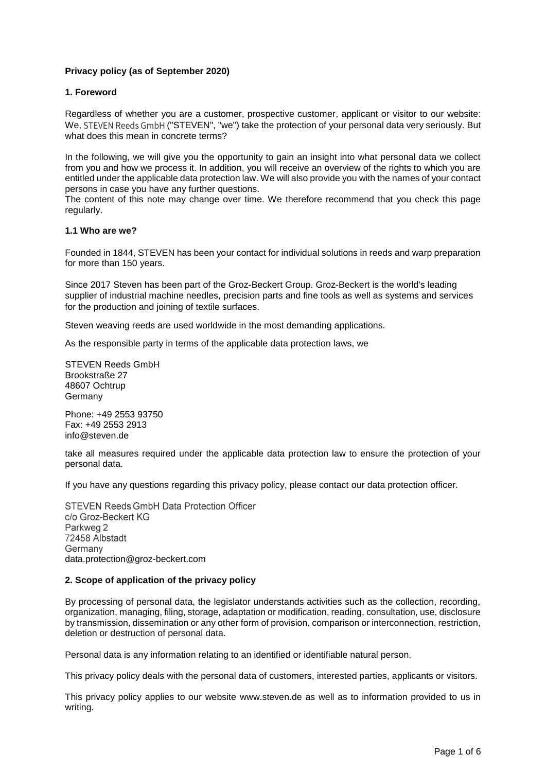**Privacy policy (as of September 2020)**

## 1. Foreword

Regardless of whether you are a customer, prospective customer, applicant or visitor to our website: We, STEVEN Reeds GmbH ("STEVEN", "we") take the protection of your personal data very seriously. But what does this mean in concrete terms?

In the following, we will give you the opportunity to gain an insight into what personal data we collect from you and how we process it. In addition, you will receive an overview of the rights to which you are entitled under the applicable data protection law. We will also provide you with the names of your contact persons in case you have any further questions.
The content of this note may change over time. We therefore recommend that you check this page regularly.

### 1.1 Who are we?

Founded in 1844, STEVEN has been your contact for individual solutions in reeds and warp preparation for more than 150 years.

Since 2017 Steven has been part of the Groz-Beckert Group. Groz-Beckert is the world's leading supplier of industrial machine needles, precision parts and fine tools as well as systems and services for the production and joining of textile surfaces.

Steven weaving reeds are used worldwide in the most demanding applications.

As the responsible party in terms of the applicable data protection laws, we

STEVEN Reeds GmbH
Brookstraße 27
48607 Ochtrup
Germany

Phone: +49 2553 93750
Fax: +49 2553 2913
info@steven.de

take all measures required under the applicable data protection law to ensure the protection of your personal data.

If you have any questions regarding this privacy policy, please contact our data protection officer.

STEVEN Reeds GmbH Data Protection Officer
c/o Groz-Beckert KG
Parkweg 2
72458 Albstadt
Germany
data.protection@groz-beckert.com

## 2. Scope of application of the privacy policy

By processing of personal data, the legislator understands activities such as the collection, recording, organization, managing, filing, storage, adaptation or modification, reading, consultation, use, disclosure by transmission, dissemination or any other form of provision, comparison or interconnection, restriction, deletion or destruction of personal data.

Personal data is any information relating to an identified or identifiable natural person.

This privacy policy deals with the personal data of customers, interested parties, applicants or visitors.

This privacy policy applies to our website www.steven.de as well as to information provided to us in writing.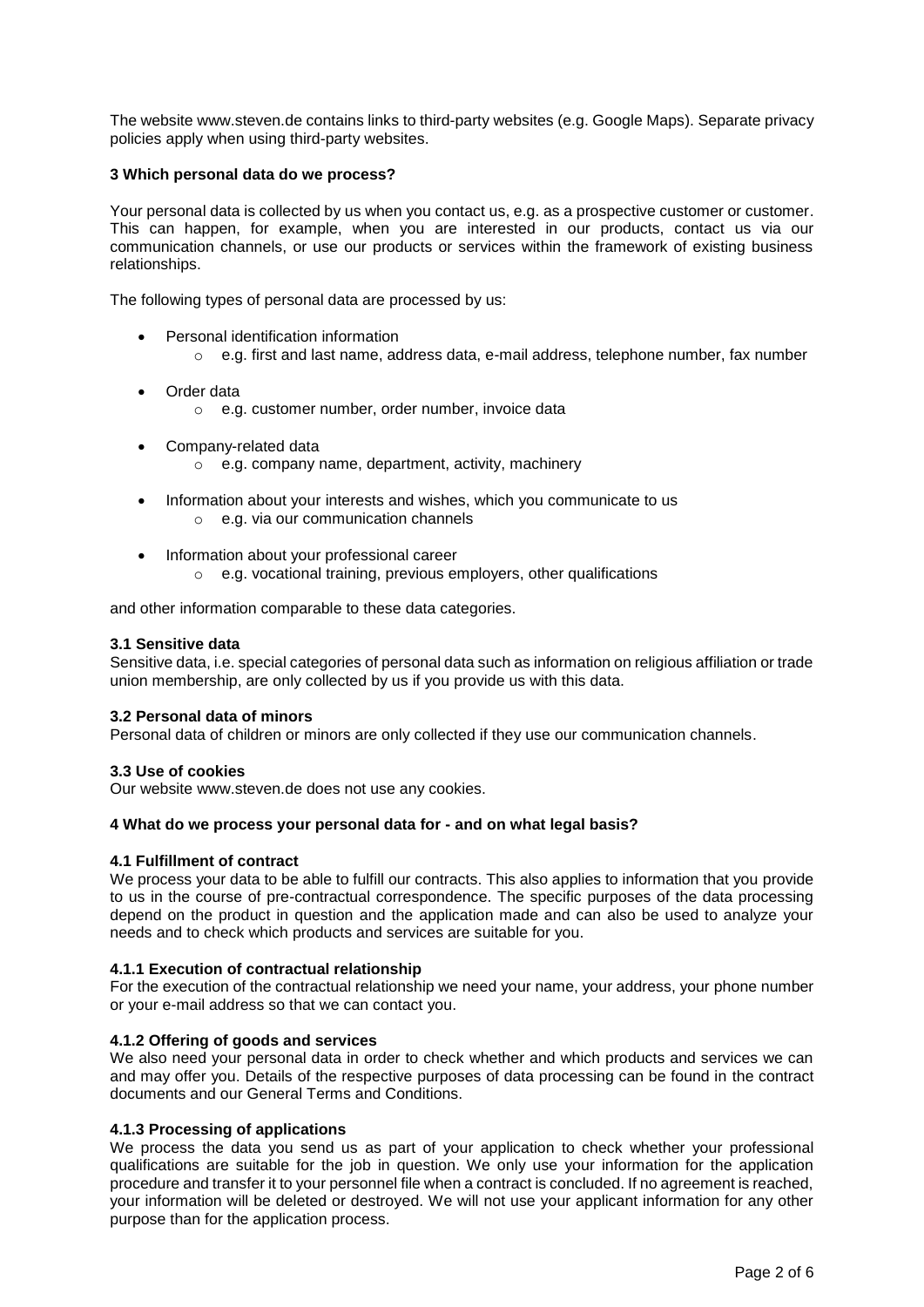The website www.steven.de contains links to third-party websites (e.g. Google Maps). Separate privacy policies apply when using third-party websites.

## 3 Which personal data do we process?

Your personal data is collected by us when you contact us, e.g. as a prospective customer or customer. This can happen, for example, when you are interested in our products, contact us via our communication channels, or use our products or services within the framework of existing business relationships.

The following types of personal data are processed by us:

- Personal identification information
  - e.g. first and last name, address data, e-mail address, telephone number, fax number
- Order data
  - e.g. customer number, order number, invoice data
- Company-related data
  - e.g. company name, department, activity, machinery
- Information about your interests and wishes, which you communicate to us
  - e.g. via our communication channels
- Information about your professional career
  - e.g. vocational training, previous employers, other qualifications

and other information comparable to these data categories.

### 3.1 Sensitive data

Sensitive data, i.e. special categories of personal data such as information on religious affiliation or trade union membership, are only collected by us if you provide us with this data.

### 3.2 Personal data of minors

Personal data of children or minors are only collected if they use our communication channels.

### 3.3 Use of cookies

Our website www.steven.de does not use any cookies.

## 4 What do we process your personal data for - and on what legal basis?

### 4.1 Fulfillment of contract

We process your data to be able to fulfill our contracts. This also applies to information that you provide to us in the course of pre-contractual correspondence. The specific purposes of the data processing depend on the product in question and the application made and can also be used to analyze your needs and to check which products and services are suitable for you.

#### 4.1.1 Execution of contractual relationship

For the execution of the contractual relationship we need your name, your address, your phone number or your e-mail address so that we can contact you.

#### 4.1.2 Offering of goods and services

We also need your personal data in order to check whether and which products and services we can and may offer you. Details of the respective purposes of data processing can be found in the contract documents and our General Terms and Conditions.

#### 4.1.3 Processing of applications

We process the data you send us as part of your application to check whether your professional qualifications are suitable for the job in question. We only use your information for the application procedure and transfer it to your personnel file when a contract is concluded. If no agreement is reached, your information will be deleted or destroyed. We will not use your applicant information for any other purpose than for the application process.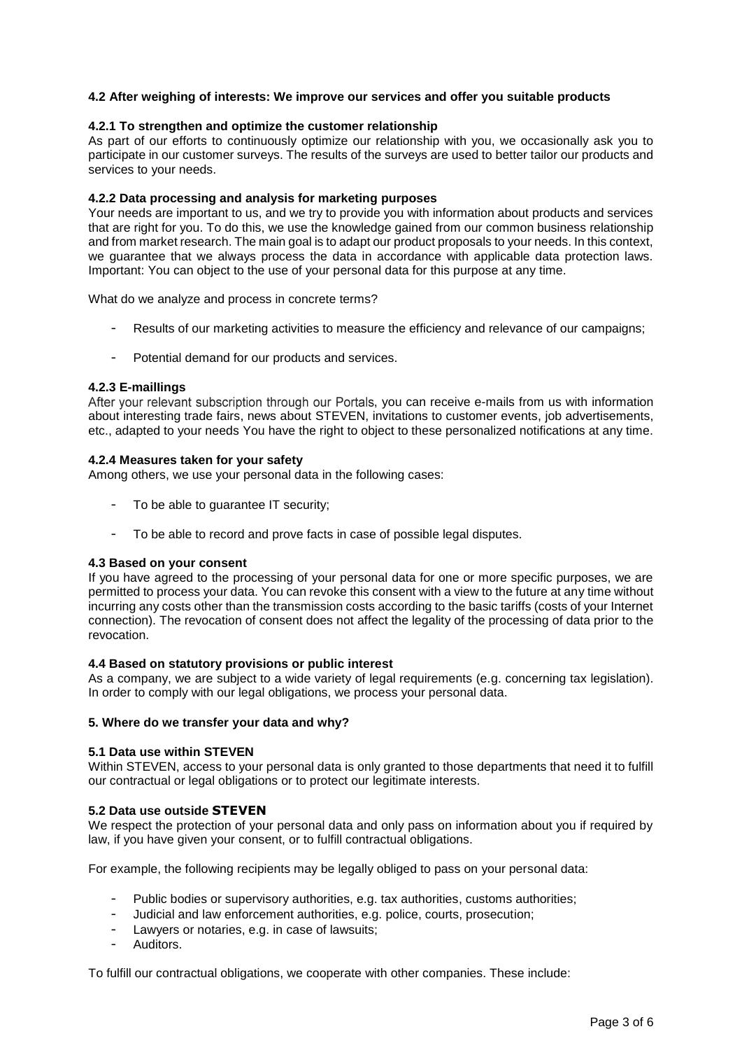### 4.2 After weighing of interests: We improve our services and offer you suitable products

#### 4.2.1 To strengthen and optimize the customer relationship

As part of our efforts to continuously optimize our relationship with you, we occasionally ask you to participate in our customer surveys. The results of the surveys are used to better tailor our products and services to your needs.

#### 4.2.2 Data processing and analysis for marketing purposes

Your needs are important to us, and we try to provide you with information about products and services that are right for you. To do this, we use the knowledge gained from our common business relationship and from market research. The main goal is to adapt our product proposals to your needs. In this context, we guarantee that we always process the data in accordance with applicable data protection laws. Important: You can object to the use of your personal data for this purpose at any time.

What do we analyze and process in concrete terms?

- Results of our marketing activities to measure the efficiency and relevance of our campaigns;
- Potential demand for our products and services.

#### 4.2.3 E-maillings

After your relevant subscription through our Portals, you can receive e-mails from us with information about interesting trade fairs, news about STEVEN, invitations to customer events, job advertisements, etc., adapted to your needs You have the right to object to these personalized notifications at any time.

#### 4.2.4 Measures taken for your safety

Among others, we use your personal data in the following cases:

- To be able to guarantee IT security;
- To be able to record and prove facts in case of possible legal disputes.

### 4.3 Based on your consent

If you have agreed to the processing of your personal data for one or more specific purposes, we are permitted to process your data. You can revoke this consent with a view to the future at any time without incurring any costs other than the transmission costs according to the basic tariffs (costs of your Internet connection). The revocation of consent does not affect the legality of the processing of data prior to the revocation.

### 4.4 Based on statutory provisions or public interest

As a company, we are subject to a wide variety of legal requirements (e.g. concerning tax legislation). In order to comply with our legal obligations, we process your personal data.

## 5. Where do we transfer your data and why?

### 5.1 Data use within STEVEN

Within STEVEN, access to your personal data is only granted to those departments that need it to fulfill our contractual or legal obligations or to protect our legitimate interests.

### 5.2 Data use outside STEVEN

We respect the protection of your personal data and only pass on information about you if required by law, if you have given your consent, or to fulfill contractual obligations.

For example, the following recipients may be legally obliged to pass on your personal data:

- Public bodies or supervisory authorities, e.g. tax authorities, customs authorities;
- Judicial and law enforcement authorities, e.g. police, courts, prosecution;
- Lawyers or notaries, e.g. in case of lawsuits;
- Auditors.

To fulfill our contractual obligations, we cooperate with other companies. These include: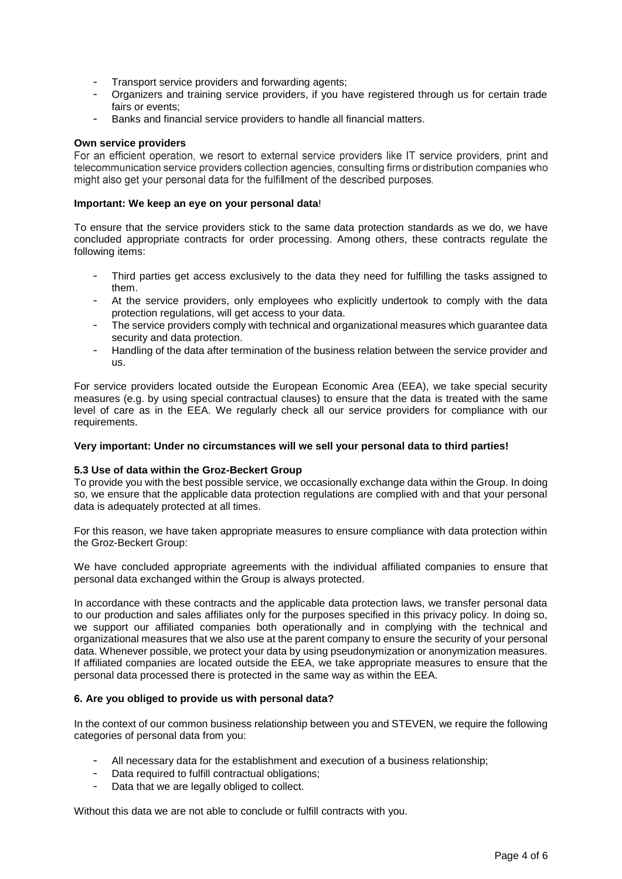- Transport service providers and forwarding agents;
- Organizers and training service providers, if you have registered through us for certain trade fairs or events;
- Banks and financial service providers to handle all financial matters.

**Own service providers**

For an efficient operation, we resort to external service providers like IT service providers, print and telecommunication service providers collection agencies, consulting firms or distribution companies who might also get your personal data for the fulfillment of the described purposes.

**Important: We keep an eye on your personal data**!

To ensure that the service providers stick to the same data protection standards as we do, we have concluded appropriate contracts for order processing. Among others, these contracts regulate the following items:

- Third parties get access exclusively to the data they need for fulfilling the tasks assigned to them.
- At the service providers, only employees who explicitly undertook to comply with the data protection regulations, will get access to your data.
- The service providers comply with technical and organizational measures which guarantee data security and data protection.
- Handling of the data after termination of the business relation between the service provider and us.

For service providers located outside the European Economic Area (EEA), we take special security measures (e.g. by using special contractual clauses) to ensure that the data is treated with the same level of care as in the EEA. We regularly check all our service providers for compliance with our requirements.

**Very important: Under no circumstances will we sell your personal data to third parties!**

**5.3 Use of data within the Groz-Beckert Group**

To provide you with the best possible service, we occasionally exchange data within the Group. In doing so, we ensure that the applicable data protection regulations are complied with and that your personal data is adequately protected at all times.

For this reason, we have taken appropriate measures to ensure compliance with data protection within the Groz-Beckert Group:

We have concluded appropriate agreements with the individual affiliated companies to ensure that personal data exchanged within the Group is always protected.

In accordance with these contracts and the applicable data protection laws, we transfer personal data to our production and sales affiliates only for the purposes specified in this privacy policy. In doing so, we support our affiliated companies both operationally and in complying with the technical and organizational measures that we also use at the parent company to ensure the security of your personal data. Whenever possible, we protect your data by using pseudonymization or anonymization measures. If affiliated companies are located outside the EEA, we take appropriate measures to ensure that the personal data processed there is protected in the same way as within the EEA.

**6. Are you obliged to provide us with personal data?**

In the context of our common business relationship between you and STEVEN, we require the following categories of personal data from you:

- All necessary data for the establishment and execution of a business relationship;
- Data required to fulfill contractual obligations;
- Data that we are legally obliged to collect.

Without this data we are not able to conclude or fulfill contracts with you.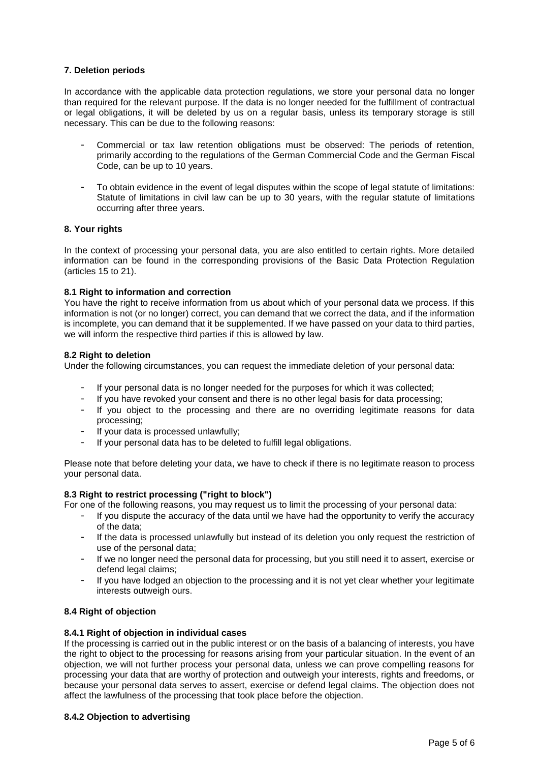## 7. Deletion periods

In accordance with the applicable data protection regulations, we store your personal data no longer than required for the relevant purpose. If the data is no longer needed for the fulfillment of contractual or legal obligations, it will be deleted by us on a regular basis, unless its temporary storage is still necessary. This can be due to the following reasons:

- Commercial or tax law retention obligations must be observed: The periods of retention, primarily according to the regulations of the German Commercial Code and the German Fiscal Code, can be up to 10 years.
- To obtain evidence in the event of legal disputes within the scope of legal statute of limitations: Statute of limitations in civil law can be up to 30 years, with the regular statute of limitations occurring after three years.

## 8. Your rights

In the context of processing your personal data, you are also entitled to certain rights. More detailed information can be found in the corresponding provisions of the Basic Data Protection Regulation (articles 15 to 21).

### 8.1 Right to information and correction

You have the right to receive information from us about which of your personal data we process. If this information is not (or no longer) correct, you can demand that we correct the data, and if the information is incomplete, you can demand that it be supplemented. If we have passed on your data to third parties, we will inform the respective third parties if this is allowed by law.

### 8.2 Right to deletion

Under the following circumstances, you can request the immediate deletion of your personal data:

- If your personal data is no longer needed for the purposes for which it was collected;
- If you have revoked your consent and there is no other legal basis for data processing;
- If you object to the processing and there are no overriding legitimate reasons for data processing;
- If your data is processed unlawfully;
- If your personal data has to be deleted to fulfill legal obligations.

Please note that before deleting your data, we have to check if there is no legitimate reason to process your personal data.

### 8.3 Right to restrict processing ("right to block")

For one of the following reasons, you may request us to limit the processing of your personal data:

- If you dispute the accuracy of the data until we have had the opportunity to verify the accuracy of the data;
- If the data is processed unlawfully but instead of its deletion you only request the restriction of use of the personal data;
- If we no longer need the personal data for processing, but you still need it to assert, exercise or defend legal claims;
- If you have lodged an objection to the processing and it is not yet clear whether your legitimate interests outweigh ours.

### 8.4 Right of objection

#### 8.4.1 Right of objection in individual cases

If the processing is carried out in the public interest or on the basis of a balancing of interests, you have the right to object to the processing for reasons arising from your particular situation. In the event of an objection, we will not further process your personal data, unless we can prove compelling reasons for processing your data that are worthy of protection and outweigh your interests, rights and freedoms, or because your personal data serves to assert, exercise or defend legal claims. The objection does not affect the lawfulness of the processing that took place before the objection.

#### 8.4.2 Objection to advertising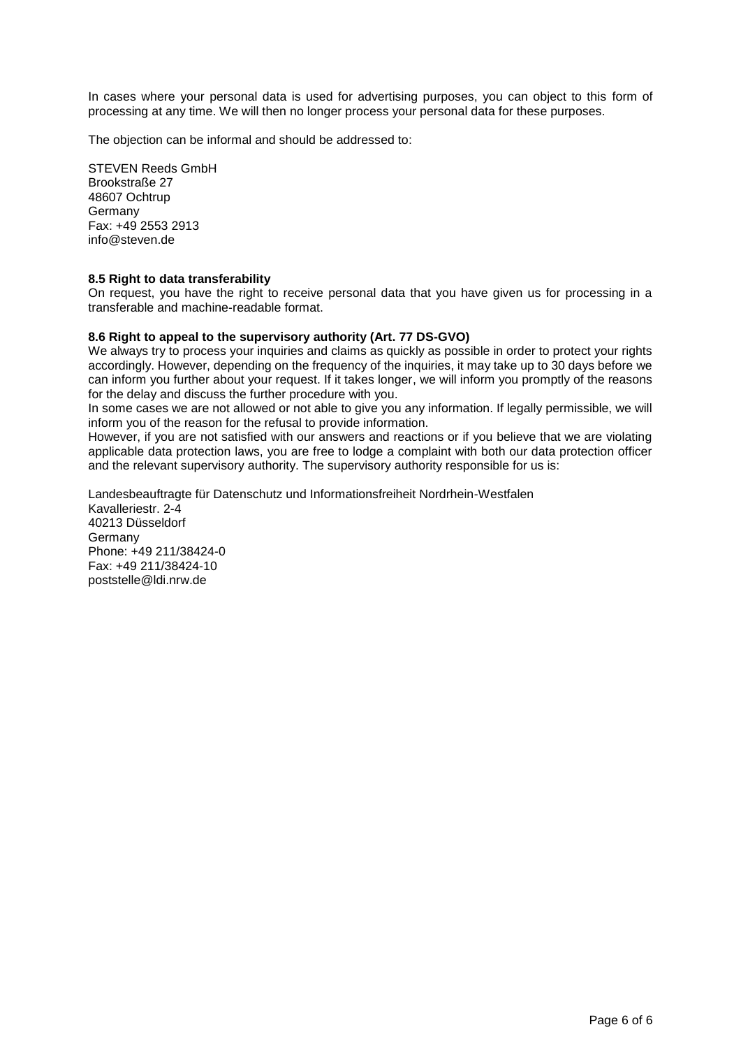In cases where your personal data is used for advertising purposes, you can object to this form of processing at any time. We will then no longer process your personal data for these purposes.

The objection can be informal and should be addressed to:

STEVEN Reeds GmbH  
Brookstraße 27  
48607 Ochtrup  
Germany  
Fax: +49 2553 2913  
info@steven.de

**8.5 Right to data transferability**

On request, you have the right to receive personal data that you have given us for processing in a transferable and machine-readable format.

**8.6 Right to appeal to the supervisory authority (Art. 77 DS-GVO)**

We always try to process your inquiries and claims as quickly as possible in order to protect your rights accordingly. However, depending on the frequency of the inquiries, it may take up to 30 days before we can inform you further about your request. If it takes longer, we will inform you promptly of the reasons for the delay and discuss the further procedure with you.

In some cases we are not allowed or not able to give you any information. If legally permissible, we will inform you of the reason for the refusal to provide information.

However, if you are not satisfied with our answers and reactions or if you believe that we are violating applicable data protection laws, you are free to lodge a complaint with both our data protection officer and the relevant supervisory authority. The supervisory authority responsible for us is:

Landesbeauftragte für Datenschutz und Informationsfreiheit Nordrhein-Westfalen  
Kavalleriestr. 2-4  
40213 Düsseldorf  
Germany  
Phone: +49 211/38424-0  
Fax: +49 211/38424-10  
poststelle@ldi.nrw.de